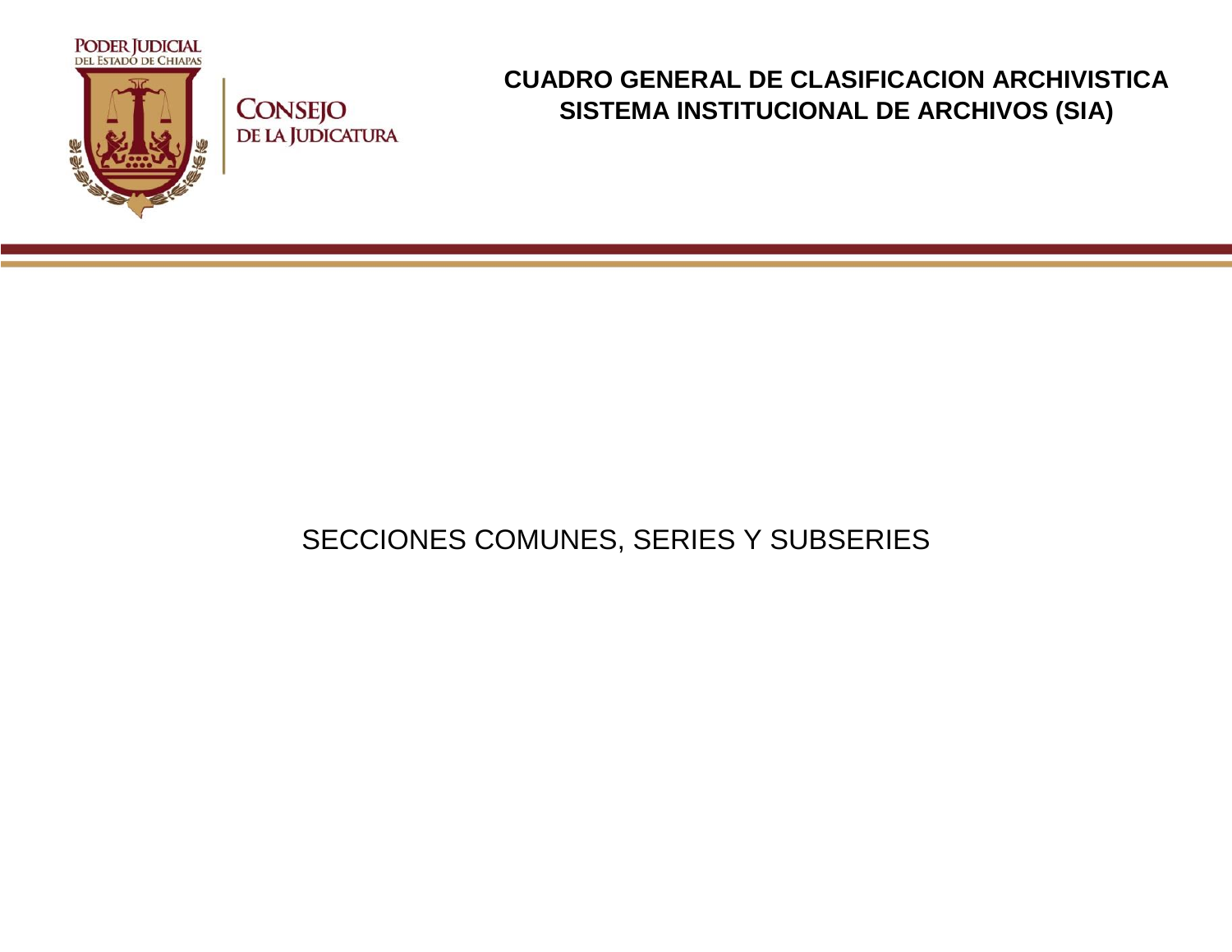PODER JUDICIAL
DEL ESTADO DE CHIAPAS

CONSEJO
DE LA JUDICATURA

# CUADRO GENERAL DE CLASIFICACION ARCHIVISTICA
# SISTEMA INSTITUCIONAL DE ARCHIVOS (SIA)

SECCIONES COMUNES, SERIES Y SUBSERIES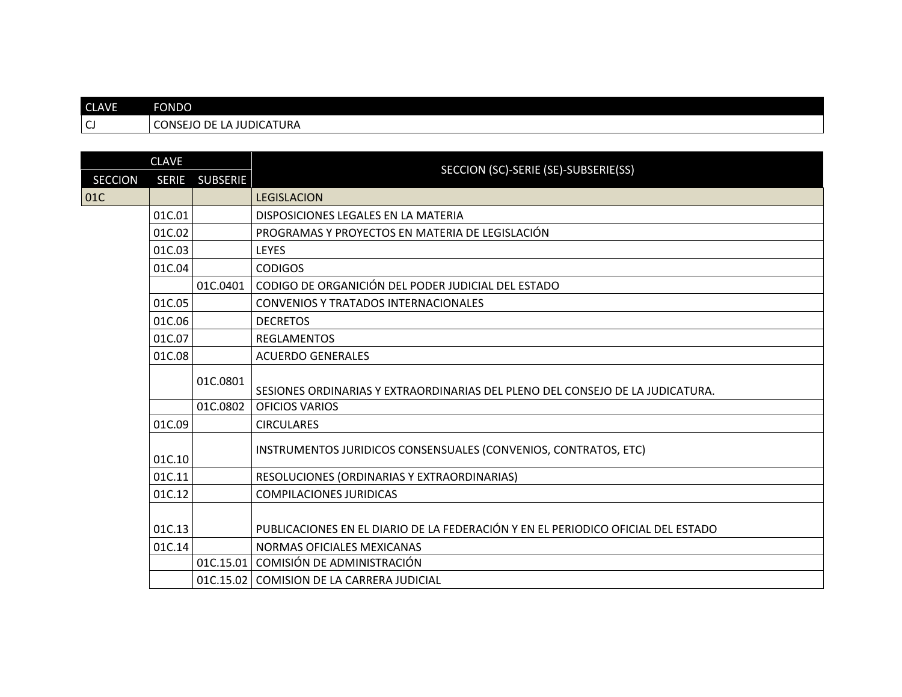| CLAVE | FONDO |
| --- | --- |
| CJ | CONSEJO DE LA JUDICATURA |

| CLAVE | | | SECCION (SC)-SERIE (SE)-SUBSERIE(SS) |
| --- | --- | --- | --- |
| SECCION | SERIE | SUBSERIE | |
| 01C | | | LEGISLACION |
| | 01C.01 | | DISPOSICIONES LEGALES EN LA MATERIA |
| | 01C.02 | | PROGRAMAS Y PROYECTOS EN MATERIA DE LEGISLACIÓN |
| | 01C.03 | | LEYES |
| | 01C.04 | | CODIGOS |
| | | 01C.0401 | CODIGO DE ORGANICIÓN DEL PODER JUDICIAL DEL ESTADO |
| | 01C.05 | | CONVENIOS Y TRATADOS INTERNACIONALES |
| | 01C.06 | | DECRETOS |
| | 01C.07 | | REGLAMENTOS |
| | 01C.08 | | ACUERDO GENERALES |
| | | 01C.0801 | SESIONES ORDINARIAS Y EXTRAORDINARIAS DEL PLENO DEL CONSEJO DE LA JUDICATURA. |
| | | 01C.0802 | OFICIOS VARIOS |
| | 01C.09 | | CIRCULARES |
| | 01C.10 | | INSTRUMENTOS JURIDICOS CONSENSUALES (CONVENIOS, CONTRATOS, ETC) |
| | 01C.11 | | RESOLUCIONES (ORDINARIAS Y EXTRAORDINARIAS) |
| | 01C.12 | | COMPILACIONES JURIDICAS |
| | 01C.13 | | PUBLICACIONES EN EL DIARIO DE LA FEDERACIÓN Y EN EL PERIODICO OFICIAL DEL ESTADO |
| | 01C.14 | | NORMAS OFICIALES MEXICANAS |
| | | 01C.15.01 | COMISIÓN DE ADMINISTRACIÓN |
| | | 01C.15.02 | COMISION DE LA CARRERA JUDICIAL |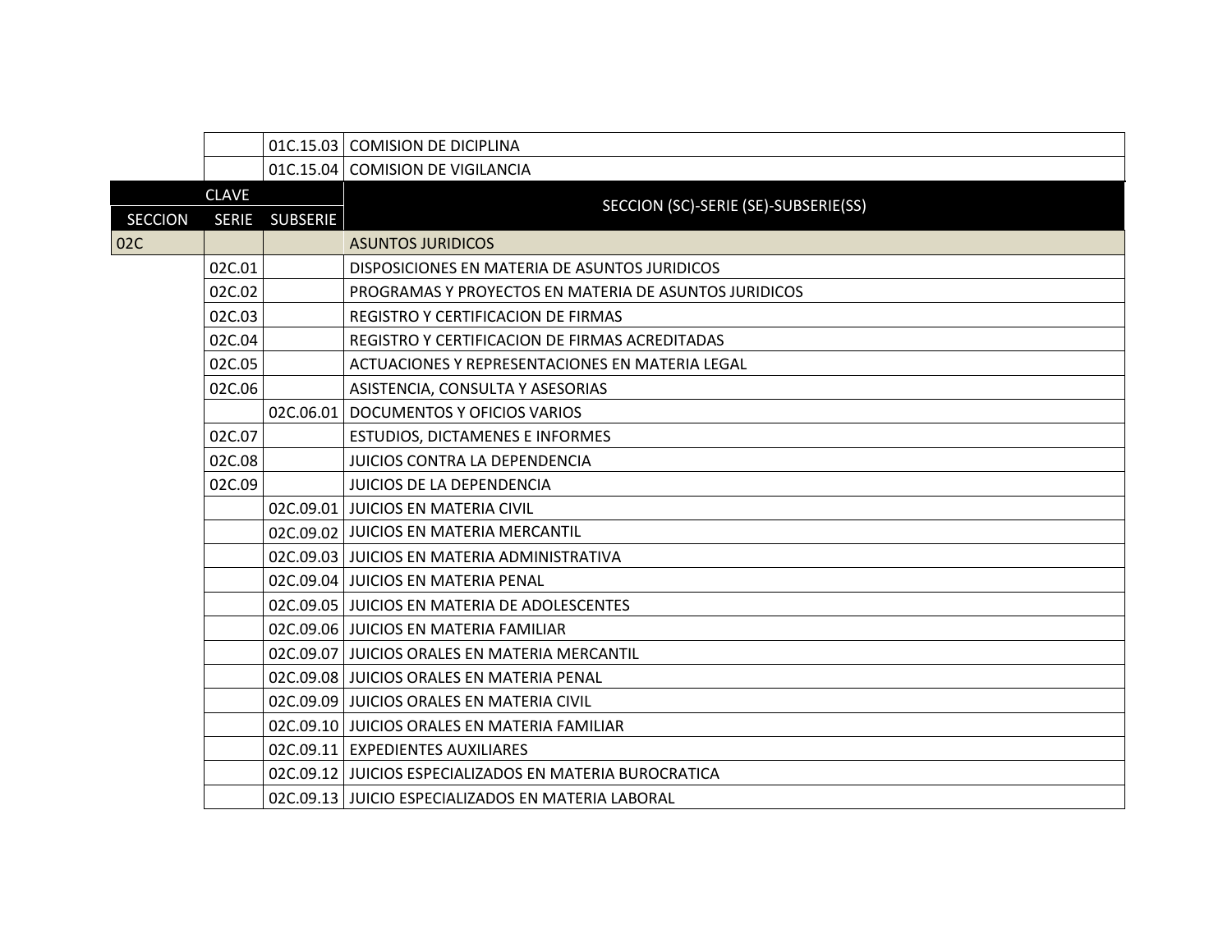| | | | |
|---|---|---|---|
| | | 01C.15.03 | COMISION DE DICIPLINA |
| | | 01C.15.04 | COMISION DE VIGILANCIA |

| CLAVE | | | SECCION (SC)-SERIE (SE)-SUBSERIE(SS) |
|---|---|---|---|
| SECCION | SERIE | SUBSERIE | |
| 02C | | | ASUNTOS JURIDICOS |
| | 02C.01 | | DISPOSICIONES EN MATERIA DE ASUNTOS JURIDICOS |
| | 02C.02 | | PROGRAMAS Y PROYECTOS EN MATERIA DE ASUNTOS JURIDICOS |
| | 02C.03 | | REGISTRO Y CERTIFICACION DE FIRMAS |
| | 02C.04 | | REGISTRO Y CERTIFICACION DE FIRMAS ACREDITADAS |
| | 02C.05 | | ACTUACIONES Y REPRESENTACIONES EN MATERIA LEGAL |
| | 02C.06 | | ASISTENCIA, CONSULTA Y ASESORIAS |
| | | 02C.06.01 | DOCUMENTOS Y OFICIOS VARIOS |
| | 02C.07 | | ESTUDIOS, DICTAMENES E INFORMES |
| | 02C.08 | | JUICIOS CONTRA LA DEPENDENCIA |
| | 02C.09 | | JUICIOS DE LA DEPENDENCIA |
| | | 02C.09.01 | JUICIOS EN MATERIA CIVIL |
| | | 02C.09.02 | JUICIOS EN MATERIA MERCANTIL |
| | | 02C.09.03 | JUICIOS EN MATERIA ADMINISTRATIVA |
| | | 02C.09.04 | JUICIOS EN MATERIA PENAL |
| | | 02C.09.05 | JUICIOS EN MATERIA DE ADOLESCENTES |
| | | 02C.09.06 | JUICIOS EN MATERIA FAMILIAR |
| | | 02C.09.07 | JUICIOS ORALES EN MATERIA MERCANTIL |
| | | 02C.09.08 | JUICIOS ORALES EN MATERIA PENAL |
| | | 02C.09.09 | JUICIOS ORALES EN MATERIA CIVIL |
| | | 02C.09.10 | JUICIOS ORALES EN MATERIA FAMILIAR |
| | | 02C.09.11 | EXPEDIENTES AUXILIARES |
| | | 02C.09.12 | JUICIOS ESPECIALIZADOS EN MATERIA BUROCRATICA |
| | | 02C.09.13 | JUICIO ESPECIALIZADOS EN MATERIA LABORAL |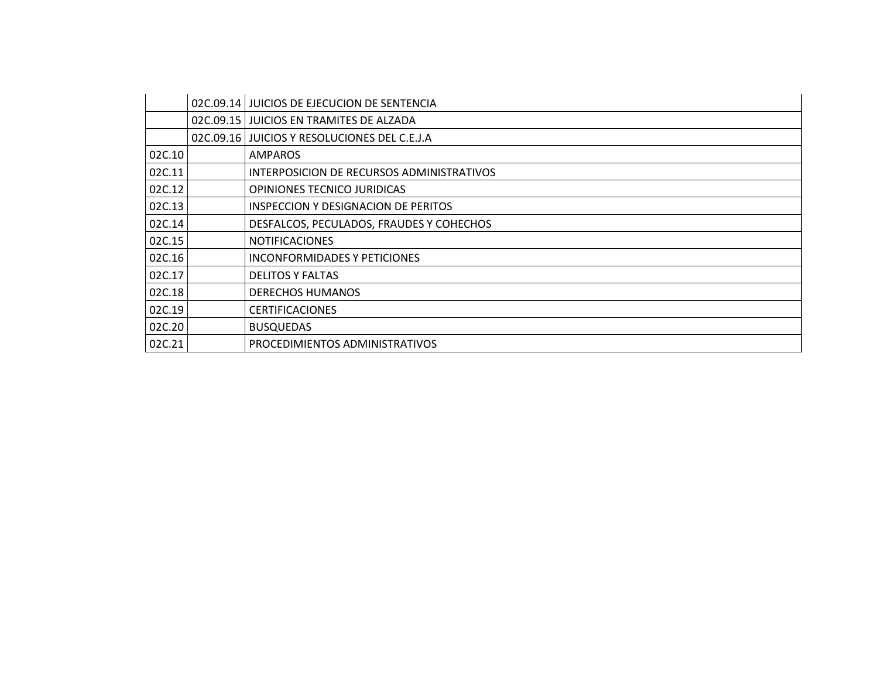| | | |
|---|---|---|
| | 02C.09.14 | JUICIOS DE EJECUCION DE SENTENCIA |
| | 02C.09.15 | JUICIOS EN TRAMITES DE ALZADA |
| | 02C.09.16 | JUICIOS Y RESOLUCIONES DEL C.E.J.A |
| 02C.10 | | AMPAROS |
| 02C.11 | | INTERPOSICION DE RECURSOS ADMINISTRATIVOS |
| 02C.12 | | OPINIONES TECNICO JURIDICAS |
| 02C.13 | | INSPECCION Y DESIGNACION DE PERITOS |
| 02C.14 | | DESFALCOS, PECULADOS, FRAUDES Y COHECHOS |
| 02C.15 | | NOTIFICACIONES |
| 02C.16 | | INCONFORMIDADES Y PETICIONES |
| 02C.17 | | DELITOS Y FALTAS |
| 02C.18 | | DERECHOS HUMANOS |
| 02C.19 | | CERTIFICACIONES |
| 02C.20 | | BUSQUEDAS |
| 02C.21 | | PROCEDIMIENTOS ADMINISTRATIVOS |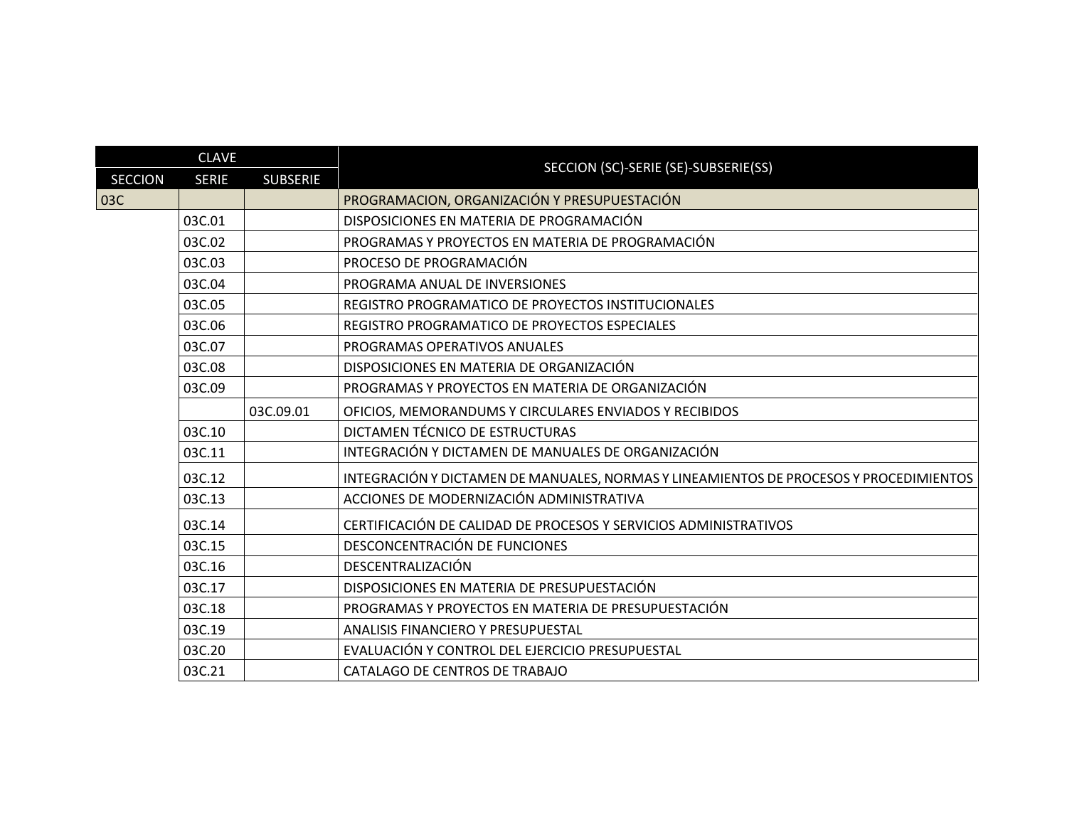| CLAVE | | | SECCION (SC)-SERIE (SE)-SUBSERIE(SS) |
| --- | --- | --- | --- |
| SECCION | SERIE | SUBSERIE | |
| 03C | | | PROGRAMACION, ORGANIZACIÓN Y PRESUPUESTACIÓN |
| | 03C.01 | | DISPOSICIONES EN MATERIA DE PROGRAMACIÓN |
| | 03C.02 | | PROGRAMAS Y PROYECTOS EN MATERIA DE PROGRAMACIÓN |
| | 03C.03 | | PROCESO DE PROGRAMACIÓN |
| | 03C.04 | | PROGRAMA ANUAL DE INVERSIONES |
| | 03C.05 | | REGISTRO PROGRAMATICO DE PROYECTOS INSTITUCIONALES |
| | 03C.06 | | REGISTRO PROGRAMATICO DE PROYECTOS ESPECIALES |
| | 03C.07 | | PROGRAMAS OPERATIVOS ANUALES |
| | 03C.08 | | DISPOSICIONES EN MATERIA DE ORGANIZACIÓN |
| | 03C.09 | | PROGRAMAS Y PROYECTOS EN MATERIA DE ORGANIZACIÓN |
| | | 03C.09.01 | OFICIOS, MEMORANDUMS Y CIRCULARES ENVIADOS Y RECIBIDOS |
| | 03C.10 | | DICTAMEN TÉCNICO DE ESTRUCTURAS |
| | 03C.11 | | INTEGRACIÓN Y DICTAMEN DE MANUALES DE ORGANIZACIÓN |
| | 03C.12 | | INTEGRACIÓN Y DICTAMEN DE MANUALES, NORMAS Y LINEAMIENTOS DE PROCESOS Y PROCEDIMIENTOS |
| | 03C.13 | | ACCIONES DE MODERNIZACIÓN ADMINISTRATIVA |
| | 03C.14 | | CERTIFICACIÓN DE CALIDAD DE PROCESOS Y SERVICIOS ADMINISTRATIVOS |
| | 03C.15 | | DESCONCENTRACIÓN DE FUNCIONES |
| | 03C.16 | | DESCENTRALIZACIÓN |
| | 03C.17 | | DISPOSICIONES EN MATERIA DE PRESUPUESTACIÓN |
| | 03C.18 | | PROGRAMAS Y PROYECTOS EN MATERIA DE PRESUPUESTACIÓN |
| | 03C.19 | | ANALISIS FINANCIERO Y PRESUPUESTAL |
| | 03C.20 | | EVALUACIÓN Y CONTROL DEL EJERCICIO PRESUPUESTAL |
| | 03C.21 | | CATALAGO DE CENTROS DE TRABAJO |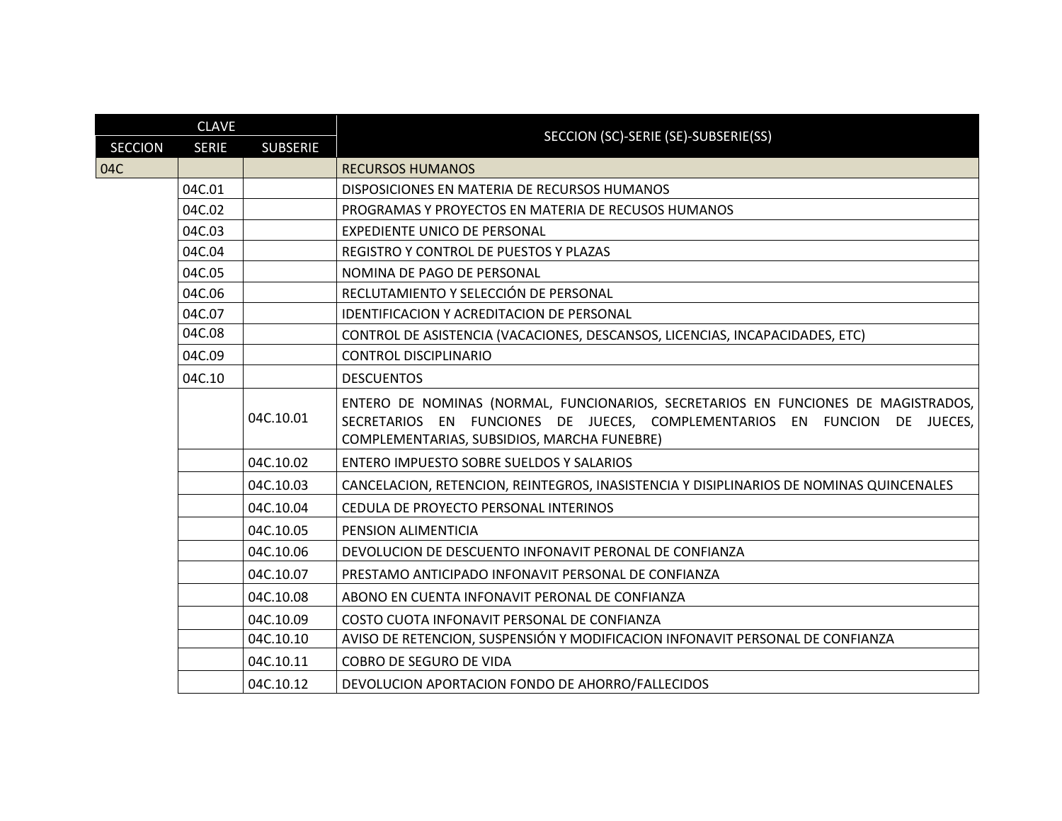| CLAVE | | | SECCION (SC)-SERIE (SE)-SUBSERIE(SS) |
|---|---|---|---|
| SECCION | SERIE | SUBSERIE | |
| 04C | | | RECURSOS HUMANOS |
| | 04C.01 | | DISPOSICIONES EN MATERIA DE RECURSOS HUMANOS |
| | 04C.02 | | PROGRAMAS Y PROYECTOS EN MATERIA DE RECUSOS HUMANOS |
| | 04C.03 | | EXPEDIENTE UNICO DE PERSONAL |
| | 04C.04 | | REGISTRO Y CONTROL DE PUESTOS Y PLAZAS |
| | 04C.05 | | NOMINA DE PAGO DE PERSONAL |
| | 04C.06 | | RECLUTAMIENTO Y SELECCIÓN DE PERSONAL |
| | 04C.07 | | IDENTIFICACION Y ACREDITACION DE PERSONAL |
| | 04C.08 | | CONTROL DE ASISTENCIA (VACACIONES, DESCANSOS, LICENCIAS, INCAPACIDADES, ETC) |
| | 04C.09 | | CONTROL DISCIPLINARIO |
| | 04C.10 | | DESCUENTOS |
| | | 04C.10.01 | ENTERO DE NOMINAS (NORMAL, FUNCIONARIOS, SECRETARIOS EN FUNCIONES DE MAGISTRADOS, SECRETARIOS EN FUNCIONES DE JUECES, COMPLEMENTARIOS EN FUNCION DE JUECES, COMPLEMENTARIAS, SUBSIDIOS, MARCHA FUNEBRE) |
| | | 04C.10.02 | ENTERO IMPUESTO SOBRE SUELDOS Y SALARIOS |
| | | 04C.10.03 | CANCELACION, RETENCION, REINTEGROS, INASISTENCIA Y DISIPLINARIOS DE NOMINAS QUINCENALES |
| | | 04C.10.04 | CEDULA DE PROYECTO PERSONAL INTERINOS |
| | | 04C.10.05 | PENSION ALIMENTICIA |
| | | 04C.10.06 | DEVOLUCION DE DESCUENTO INFONAVIT PERONAL DE CONFIANZA |
| | | 04C.10.07 | PRESTAMO ANTICIPADO INFONAVIT PERSONAL DE CONFIANZA |
| | | 04C.10.08 | ABONO EN CUENTA INFONAVIT PERONAL DE CONFIANZA |
| | | 04C.10.09 | COSTO CUOTA INFONAVIT PERSONAL DE CONFIANZA |
| | | 04C.10.10 | AVISO DE RETENCION, SUSPENSIÓN Y MODIFICACION INFONAVIT PERSONAL DE CONFIANZA |
| | | 04C.10.11 | COBRO DE SEGURO DE VIDA |
| | | 04C.10.12 | DEVOLUCION APORTACION FONDO DE AHORRO/FALLECIDOS |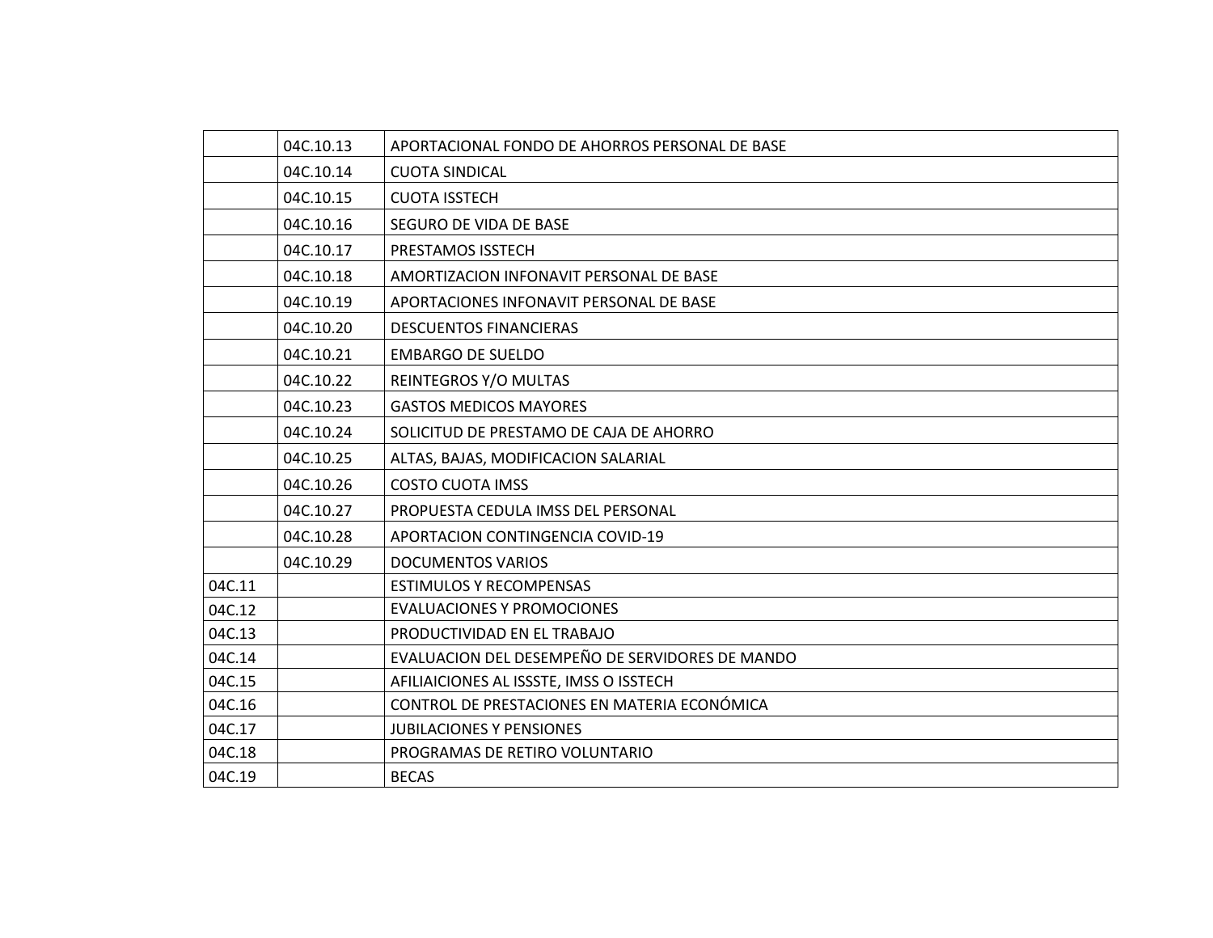| | | |
|---|---|---|
| | 04C.10.13 | APORTACIONAL FONDO DE AHORROS PERSONAL DE BASE |
| | 04C.10.14 | CUOTA SINDICAL |
| | 04C.10.15 | CUOTA ISSTECH |
| | 04C.10.16 | SEGURO DE VIDA DE BASE |
| | 04C.10.17 | PRESTAMOS ISSTECH |
| | 04C.10.18 | AMORTIZACION INFONAVIT PERSONAL DE BASE |
| | 04C.10.19 | APORTACIONES INFONAVIT PERSONAL DE BASE |
| | 04C.10.20 | DESCUENTOS FINANCIERAS |
| | 04C.10.21 | EMBARGO DE SUELDO |
| | 04C.10.22 | REINTEGROS Y/O MULTAS |
| | 04C.10.23 | GASTOS MEDICOS MAYORES |
| | 04C.10.24 | SOLICITUD DE PRESTAMO DE CAJA DE AHORRO |
| | 04C.10.25 | ALTAS, BAJAS, MODIFICACION SALARIAL |
| | 04C.10.26 | COSTO CUOTA IMSS |
| | 04C.10.27 | PROPUESTA CEDULA IMSS DEL PERSONAL |
| | 04C.10.28 | APORTACION CONTINGENCIA COVID-19 |
| | 04C.10.29 | DOCUMENTOS VARIOS |
| 04C.11 | | ESTIMULOS Y RECOMPENSAS |
| 04C.12 | | EVALUACIONES Y PROMOCIONES |
| 04C.13 | | PRODUCTIVIDAD EN EL TRABAJO |
| 04C.14 | | EVALUACION DEL DESEMPEÑO DE SERVIDORES DE MANDO |
| 04C.15 | | AFILIAICIONES AL ISSSTE, IMSS O ISSTECH |
| 04C.16 | | CONTROL DE PRESTACIONES EN MATERIA ECONÓMICA |
| 04C.17 | | JUBILACIONES Y PENSIONES |
| 04C.18 | | PROGRAMAS DE RETIRO VOLUNTARIO |
| 04C.19 | | BECAS |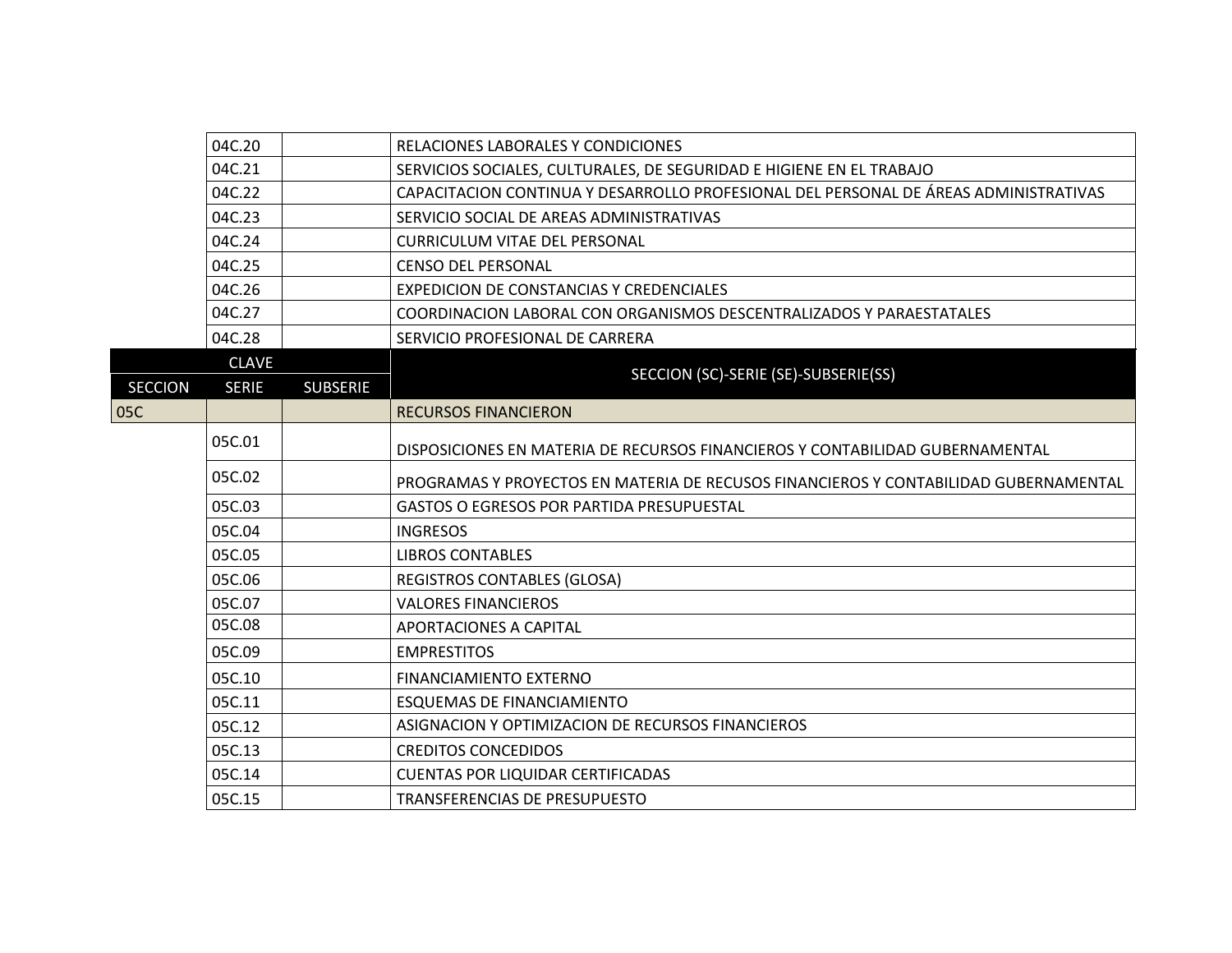| SECCION | SERIE | SUBSERIE | SECCION (SC)-SERIE (SE)-SUBSERIE(SS) |
| --- | --- | --- | --- |
| | 04C.20 | | RELACIONES LABORALES Y CONDICIONES |
| | 04C.21 | | SERVICIOS SOCIALES, CULTURALES, DE SEGURIDAD E HIGIENE EN EL TRABAJO |
| | 04C.22 | | CAPACITACION CONTINUA Y DESARROLLO PROFESIONAL DEL PERSONAL DE ÁREAS ADMINISTRATIVAS |
| | 04C.23 | | SERVICIO SOCIAL DE AREAS ADMINISTRATIVAS |
| | 04C.24 | | CURRICULUM VITAE DEL PERSONAL |
| | 04C.25 | | CENSO DEL PERSONAL |
| | 04C.26 | | EXPEDICION DE CONSTANCIAS Y CREDENCIALES |
| | 04C.27 | | COORDINACION LABORAL CON ORGANISMOS DESCENTRALIZADOS Y PARAESTATALES |
| | 04C.28 | | SERVICIO PROFESIONAL DE CARRERA |

| CLAVE | | | SECCION (SC)-SERIE (SE)-SUBSERIE(SS) |
| --- | --- | --- | --- |
| SECCION | SERIE | SUBSERIE | |
| 05C | | | RECURSOS FINANCIERON |
| | 05C.01 | | DISPOSICIONES EN MATERIA DE RECURSOS FINANCIEROS Y CONTABILIDAD GUBERNAMENTAL |
| | 05C.02 | | PROGRAMAS Y PROYECTOS EN MATERIA DE RECUSOS FINANCIEROS Y CONTABILIDAD GUBERNAMENTAL |
| | 05C.03 | | GASTOS O EGRESOS POR PARTIDA PRESUPUESTAL |
| | 05C.04 | | INGRESOS |
| | 05C.05 | | LIBROS CONTABLES |
| | 05C.06 | | REGISTROS CONTABLES (GLOSA) |
| | 05C.07 | | VALORES FINANCIEROS |
| | 05C.08 | | APORTACIONES A CAPITAL |
| | 05C.09 | | EMPRESTITOS |
| | 05C.10 | | FINANCIAMIENTO EXTERNO |
| | 05C.11 | | ESQUEMAS DE FINANCIAMIENTO |
| | 05C.12 | | ASIGNACION Y OPTIMIZACION DE RECURSOS FINANCIEROS |
| | 05C.13 | | CREDITOS CONCEDIDOS |
| | 05C.14 | | CUENTAS POR LIQUIDAR CERTIFICADAS |
| | 05C.15 | | TRANSFERENCIAS DE PRESUPUESTO |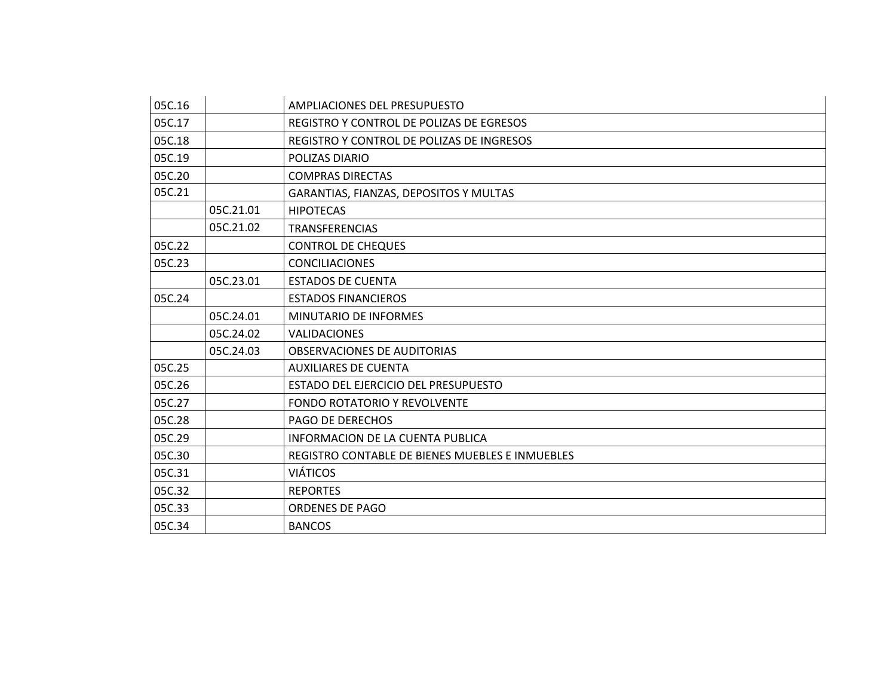| | | |
|---|---|---|
| 05C.16 | | AMPLIACIONES DEL PRESUPUESTO |
| 05C.17 | | REGISTRO Y CONTROL DE POLIZAS DE EGRESOS |
| 05C.18 | | REGISTRO Y CONTROL DE POLIZAS DE INGRESOS |
| 05C.19 | | POLIZAS DIARIO |
| 05C.20 | | COMPRAS DIRECTAS |
| 05C.21 | | GARANTIAS, FIANZAS, DEPOSITOS Y MULTAS |
| | 05C.21.01 | HIPOTECAS |
| | 05C.21.02 | TRANSFERENCIAS |
| 05C.22 | | CONTROL DE CHEQUES |
| 05C.23 | | CONCILIACIONES |
| | 05C.23.01 | ESTADOS DE CUENTA |
| 05C.24 | | ESTADOS FINANCIEROS |
| | 05C.24.01 | MINUTARIO DE INFORMES |
| | 05C.24.02 | VALIDACIONES |
| | 05C.24.03 | OBSERVACIONES DE AUDITORIAS |
| 05C.25 | | AUXILIARES DE CUENTA |
| 05C.26 | | ESTADO DEL EJERCICIO DEL PRESUPUESTO |
| 05C.27 | | FONDO ROTATORIO Y REVOLVENTE |
| 05C.28 | | PAGO DE DERECHOS |
| 05C.29 | | INFORMACION DE LA CUENTA PUBLICA |
| 05C.30 | | REGISTRO CONTABLE DE BIENES MUEBLES E INMUEBLES |
| 05C.31 | | VIÁTICOS |
| 05C.32 | | REPORTES |
| 05C.33 | | ORDENES DE PAGO |
| 05C.34 | | BANCOS |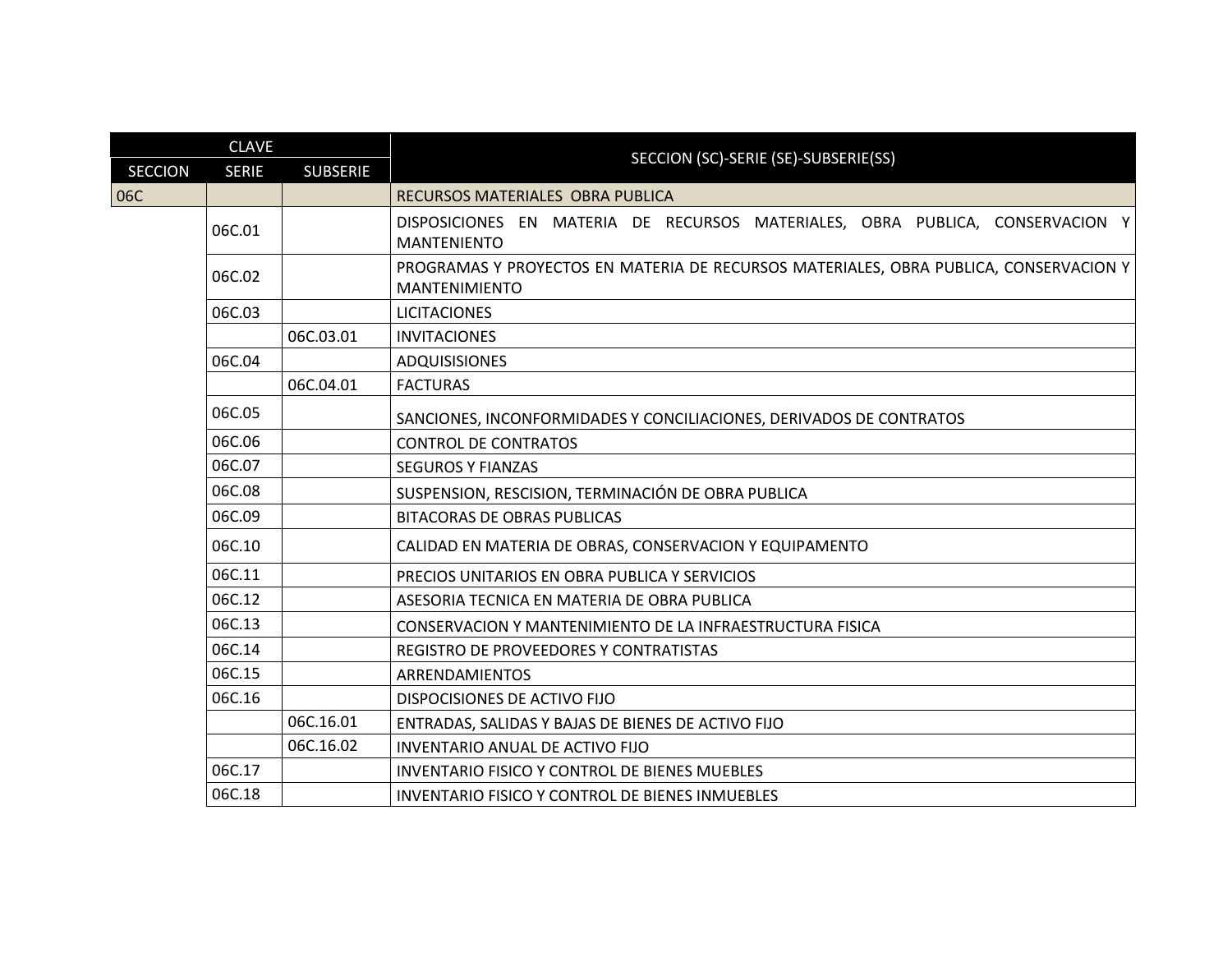| CLAVE | | | SECCION (SC)-SERIE (SE)-SUBSERIE(SS) |
|---|---|---|---|
| SECCION | SERIE | SUBSERIE | |
| 06C | | | RECURSOS MATERIALES OBRA PUBLICA |
| | 06C.01 | | DISPOSICIONES EN MATERIA DE RECURSOS MATERIALES, OBRA PUBLICA, CONSERVACION Y MANTENIENTO |
| | 06C.02 | | PROGRAMAS Y PROYECTOS EN MATERIA DE RECURSOS MATERIALES, OBRA PUBLICA, CONSERVACION Y MANTENIMIENTO |
| | 06C.03 | | LICITACIONES |
| | | 06C.03.01 | INVITACIONES |
| | 06C.04 | | ADQUISISIONES |
| | | 06C.04.01 | FACTURAS |
| | 06C.05 | | SANCIONES, INCONFORMIDADES Y CONCILIACIONES, DERIVADOS DE CONTRATOS |
| | 06C.06 | | CONTROL DE CONTRATOS |
| | 06C.07 | | SEGUROS Y FIANZAS |
| | 06C.08 | | SUSPENSION, RESCISION, TERMINACIÓN DE OBRA PUBLICA |
| | 06C.09 | | BITACORAS DE OBRAS PUBLICAS |
| | 06C.10 | | CALIDAD EN MATERIA DE OBRAS, CONSERVACION Y EQUIPAMENTO |
| | 06C.11 | | PRECIOS UNITARIOS EN OBRA PUBLICA Y SERVICIOS |
| | 06C.12 | | ASESORIA TECNICA EN MATERIA DE OBRA PUBLICA |
| | 06C.13 | | CONSERVACION Y MANTENIMIENTO DE LA INFRAESTRUCTURA FISICA |
| | 06C.14 | | REGISTRO DE PROVEEDORES Y CONTRATISTAS |
| | 06C.15 | | ARRENDAMIENTOS |
| | 06C.16 | | DISPOCISIONES DE ACTIVO FIJO |
| | | 06C.16.01 | ENTRADAS, SALIDAS Y BAJAS DE BIENES DE ACTIVO FIJO |
| | | 06C.16.02 | INVENTARIO ANUAL DE ACTIVO FIJO |
| | 06C.17 | | INVENTARIO FISICO Y CONTROL DE BIENES MUEBLES |
| | 06C.18 | | INVENTARIO FISICO Y CONTROL DE BIENES INMUEBLES |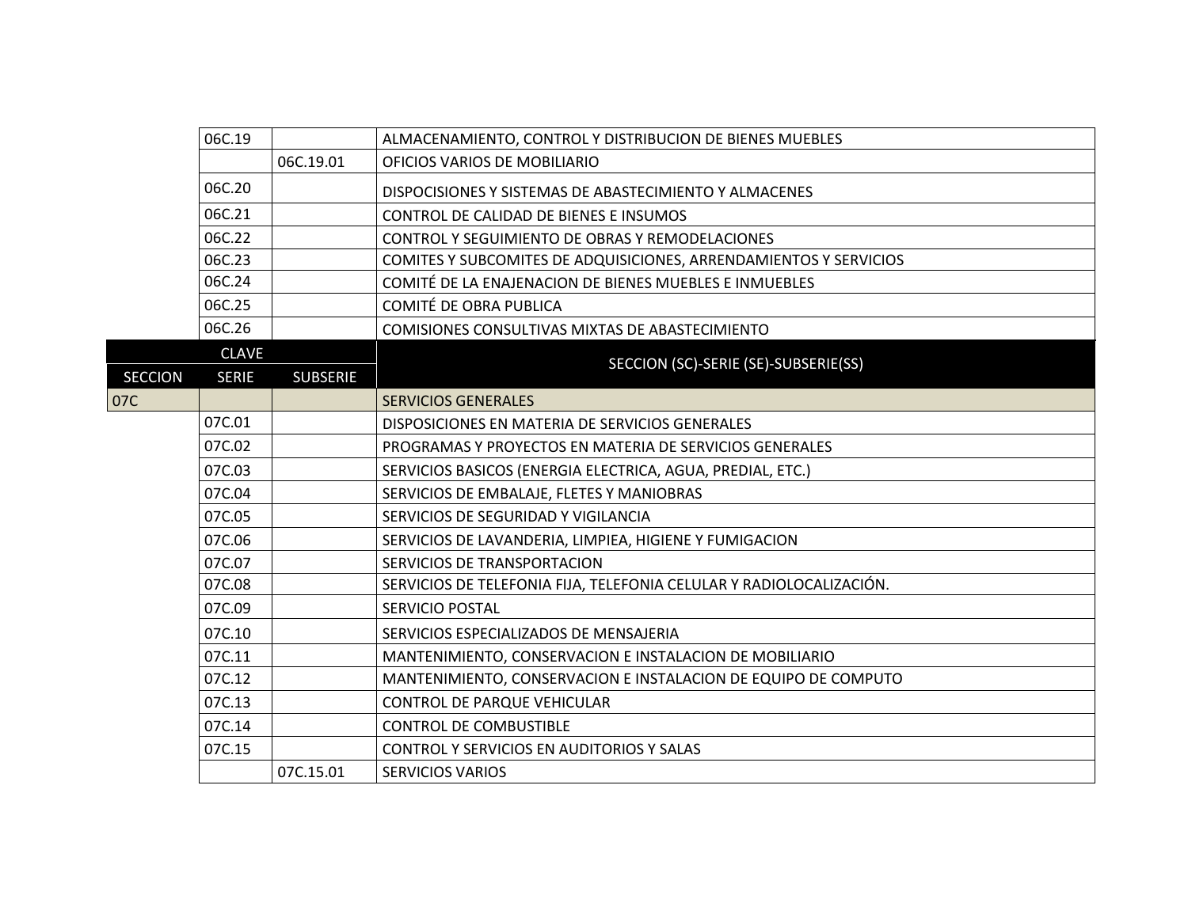| SECCION | SERIE | SUBSERIE | SECCION (SC)-SERIE (SE)-SUBSERIE(SS) |
| --- | --- | --- | --- |
| | 06C.19 | | ALMACENAMIENTO, CONTROL Y DISTRIBUCION DE BIENES MUEBLES |
| | | 06C.19.01 | OFICIOS VARIOS DE MOBILIARIO |
| | 06C.20 | | DISPOCISIONES Y SISTEMAS DE ABASTECIMIENTO Y ALMACENES |
| | 06C.21 | | CONTROL DE CALIDAD DE BIENES E INSUMOS |
| | 06C.22 | | CONTROL Y SEGUIMIENTO DE OBRAS Y REMODELACIONES |
| | 06C.23 | | COMITES Y SUBCOMITES DE ADQUISICIONES, ARRENDAMIENTOS Y SERVICIOS |
| | 06C.24 | | COMITÉ DE LA ENAJENACION DE BIENES MUEBLES E INMUEBLES |
| | 06C.25 | | COMITÉ DE OBRA PUBLICA |
| | 06C.26 | | COMISIONES CONSULTIVAS MIXTAS DE ABASTECIMIENTO |

| CLAVE | | | SECCION (SC)-SERIE (SE)-SUBSERIE(SS) |
| --- | --- | --- | --- |
| SECCION | SERIE | SUBSERIE | |
| 07C | | | SERVICIOS GENERALES |
| | 07C.01 | | DISPOSICIONES EN MATERIA DE SERVICIOS GENERALES |
| | 07C.02 | | PROGRAMAS Y PROYECTOS EN MATERIA DE SERVICIOS GENERALES |
| | 07C.03 | | SERVICIOS BASICOS (ENERGIA ELECTRICA, AGUA, PREDIAL, ETC.) |
| | 07C.04 | | SERVICIOS DE EMBALAJE, FLETES Y MANIOBRAS |
| | 07C.05 | | SERVICIOS DE SEGURIDAD Y VIGILANCIA |
| | 07C.06 | | SERVICIOS DE LAVANDERIA, LIMPIEA, HIGIENE Y FUMIGACION |
| | 07C.07 | | SERVICIOS DE TRANSPORTACION |
| | 07C.08 | | SERVICIOS DE TELEFONIA FIJA, TELEFONIA CELULAR Y RADIOLOCALIZACIÓN. |
| | 07C.09 | | SERVICIO POSTAL |
| | 07C.10 | | SERVICIOS ESPECIALIZADOS DE MENSAJERIA |
| | 07C.11 | | MANTENIMIENTO, CONSERVACION E INSTALACION DE MOBILIARIO |
| | 07C.12 | | MANTENIMIENTO, CONSERVACION E INSTALACION DE EQUIPO DE COMPUTO |
| | 07C.13 | | CONTROL DE PARQUE VEHICULAR |
| | 07C.14 | | CONTROL DE COMBUSTIBLE |
| | 07C.15 | | CONTROL Y SERVICIOS EN AUDITORIOS Y SALAS |
| | | 07C.15.01 | SERVICIOS VARIOS |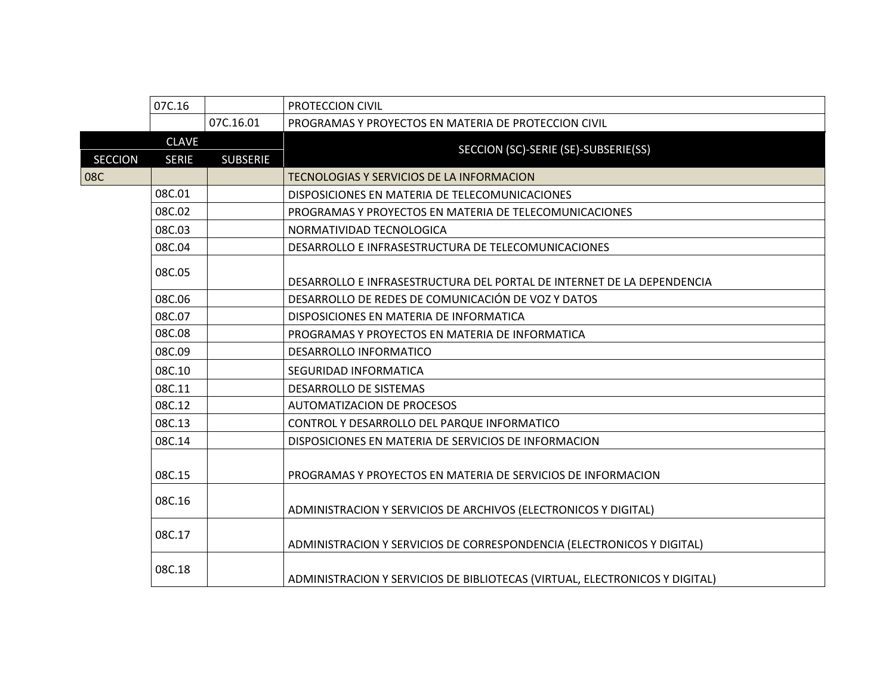| SECCION | SERIE | SUBSERIE | SECCION (SC)-SERIE (SE)-SUBSERIE(SS) |
| --- | --- | --- | --- |
| | 07C.16 | | PROTECCION CIVIL |
| | | 07C.16.01 | PROGRAMAS Y PROYECTOS EN MATERIA DE PROTECCION CIVIL |

| CLAVE | | | SECCION (SC)-SERIE (SE)-SUBSERIE(SS) |
| --- | --- | --- | --- |
| SECCION | SERIE | SUBSERIE | |
| 08C | | | TECNOLOGIAS Y SERVICIOS DE LA INFORMACION |
| | 08C.01 | | DISPOSICIONES EN MATERIA DE TELECOMUNICACIONES |
| | 08C.02 | | PROGRAMAS Y PROYECTOS EN MATERIA DE TELECOMUNICACIONES |
| | 08C.03 | | NORMATIVIDAD TECNOLOGICA |
| | 08C.04 | | DESARROLLO E INFRASESTRUCTURA DE TELECOMUNICACIONES |
| | 08C.05 | | DESARROLLO E INFRASESTRUCTURA DEL PORTAL DE INTERNET DE LA DEPENDENCIA |
| | 08C.06 | | DESARROLLO DE REDES DE COMUNICACIÓN DE VOZ Y DATOS |
| | 08C.07 | | DISPOSICIONES EN MATERIA DE INFORMATICA |
| | 08C.08 | | PROGRAMAS Y PROYECTOS EN MATERIA DE INFORMATICA |
| | 08C.09 | | DESARROLLO INFORMATICO |
| | 08C.10 | | SEGURIDAD INFORMATICA |
| | 08C.11 | | DESARROLLO DE SISTEMAS |
| | 08C.12 | | AUTOMATIZACION DE PROCESOS |
| | 08C.13 | | CONTROL Y DESARROLLO DEL PARQUE INFORMATICO |
| | 08C.14 | | DISPOSICIONES EN MATERIA DE SERVICIOS DE INFORMACION |
| | 08C.15 | | PROGRAMAS Y PROYECTOS EN MATERIA DE SERVICIOS DE INFORMACION |
| | 08C.16 | | ADMINISTRACION Y SERVICIOS DE ARCHIVOS (ELECTRONICOS Y DIGITAL) |
| | 08C.17 | | ADMINISTRACION Y SERVICIOS DE CORRESPONDENCIA (ELECTRONICOS Y DIGITAL) |
| | 08C.18 | | ADMINISTRACION Y SERVICIOS DE BIBLIOTECAS (VIRTUAL, ELECTRONICOS Y DIGITAL) |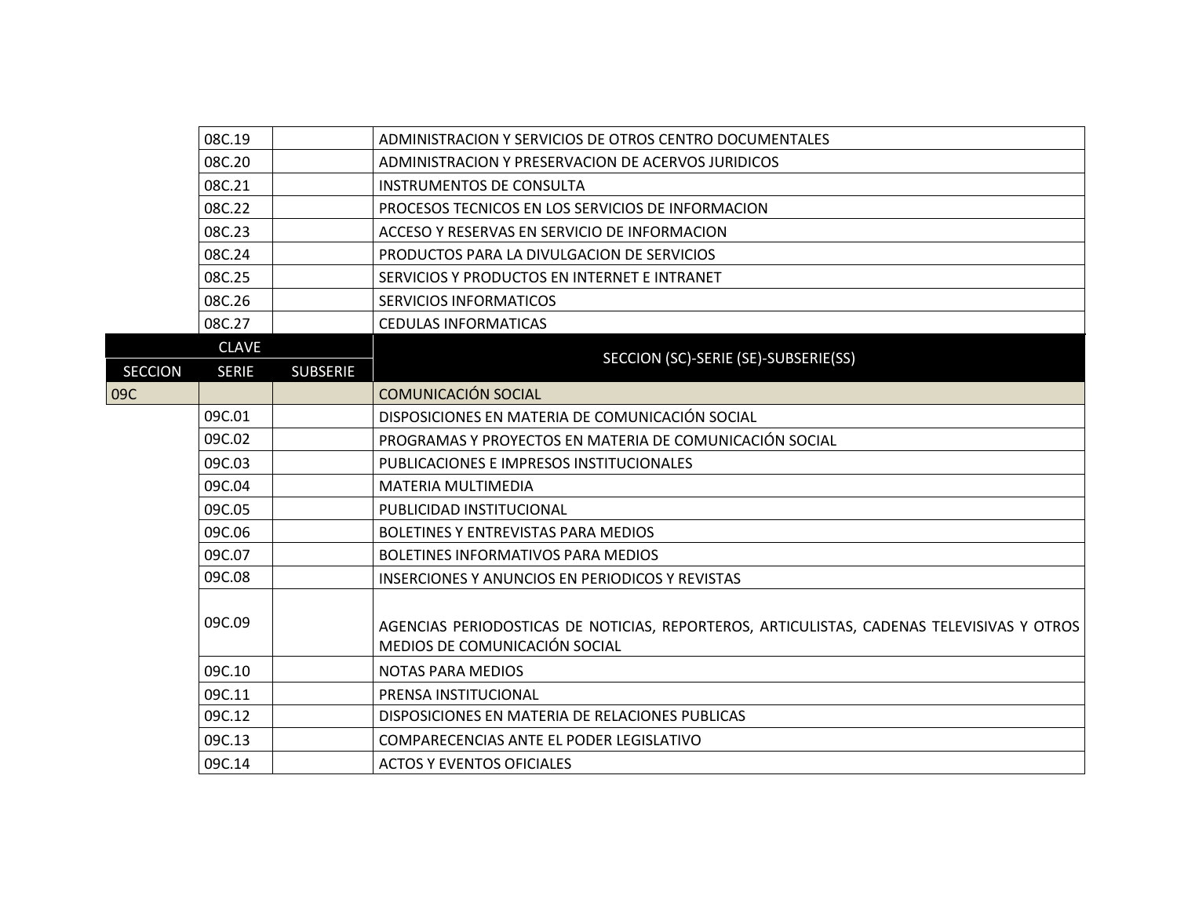| SECCION | SERIE | SUBSERIE | SECCION (SC)-SERIE (SE)-SUBSERIE(SS) |
|---|---|---|---|
| | 08C.19 | | ADMINISTRACION Y SERVICIOS DE OTROS CENTRO DOCUMENTALES |
| | 08C.20 | | ADMINISTRACION Y PRESERVACION DE ACERVOS JURIDICOS |
| | 08C.21 | | INSTRUMENTOS DE CONSULTA |
| | 08C.22 | | PROCESOS TECNICOS EN LOS SERVICIOS DE INFORMACION |
| | 08C.23 | | ACCESO Y RESERVAS EN SERVICIO DE INFORMACION |
| | 08C.24 | | PRODUCTOS PARA LA DIVULGACION DE SERVICIOS |
| | 08C.25 | | SERVICIOS Y PRODUCTOS EN INTERNET E INTRANET |
| | 08C.26 | | SERVICIOS INFORMATICOS |
| | 08C.27 | | CEDULAS INFORMATICAS |

| CLAVE | | | SECCION (SC)-SERIE (SE)-SUBSERIE(SS) |
|---|---|---|---|
| SECCION | SERIE | SUBSERIE | |
| 09C | | | COMUNICACIÓN SOCIAL |
| | 09C.01 | | DISPOSICIONES EN MATERIA DE COMUNICACIÓN SOCIAL |
| | 09C.02 | | PROGRAMAS Y PROYECTOS EN MATERIA DE COMUNICACIÓN SOCIAL |
| | 09C.03 | | PUBLICACIONES E IMPRESOS INSTITUCIONALES |
| | 09C.04 | | MATERIA MULTIMEDIA |
| | 09C.05 | | PUBLICIDAD INSTITUCIONAL |
| | 09C.06 | | BOLETINES Y ENTREVISTAS PARA MEDIOS |
| | 09C.07 | | BOLETINES INFORMATIVOS PARA MEDIOS |
| | 09C.08 | | INSERCIONES Y ANUNCIOS EN PERIODICOS Y REVISTAS |
| | 09C.09 | | AGENCIAS PERIODOSTICAS DE NOTICIAS, REPORTEROS, ARTICULISTAS, CADENAS TELEVISIVAS Y OTROS MEDIOS DE COMUNICACIÓN SOCIAL |
| | 09C.10 | | NOTAS PARA MEDIOS |
| | 09C.11 | | PRENSA INSTITUCIONAL |
| | 09C.12 | | DISPOSICIONES EN MATERIA DE RELACIONES PUBLICAS |
| | 09C.13 | | COMPARECENCIAS ANTE EL PODER LEGISLATIVO |
| | 09C.14 | | ACTOS Y EVENTOS OFICIALES |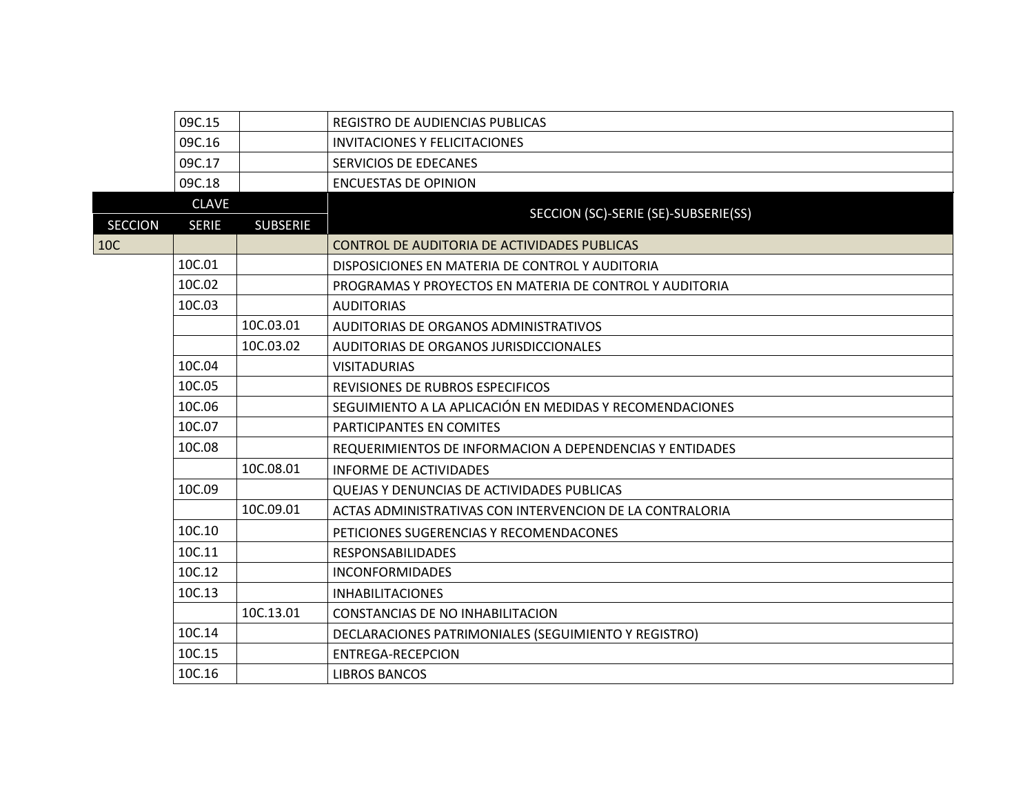| SECCION | SERIE | SUBSERIE | SECCION (SC)-SERIE (SE)-SUBSERIE(SS) |
|---|---|---|---|
| | 09C.15 | | REGISTRO DE AUDIENCIAS PUBLICAS |
| | 09C.16 | | INVITACIONES Y FELICITACIONES |
| | 09C.17 | | SERVICIOS DE EDECANES |
| | 09C.18 | | ENCUESTAS DE OPINION |

| CLAVE | | | SECCION (SC)-SERIE (SE)-SUBSERIE(SS) |
|---|---|---|---|
| SECCION | SERIE | SUBSERIE | |
| 10C | | | CONTROL DE AUDITORIA DE ACTIVIDADES PUBLICAS |
| | 10C.01 | | DISPOSICIONES EN MATERIA DE CONTROL Y AUDITORIA |
| | 10C.02 | | PROGRAMAS Y PROYECTOS EN MATERIA DE CONTROL Y AUDITORIA |
| | 10C.03 | | AUDITORIAS |
| | | 10C.03.01 | AUDITORIAS DE ORGANOS ADMINISTRATIVOS |
| | | 10C.03.02 | AUDITORIAS DE ORGANOS JURISDICCIONALES |
| | 10C.04 | | VISITADURIAS |
| | 10C.05 | | REVISIONES DE RUBROS ESPECIFICOS |
| | 10C.06 | | SEGUIMIENTO A LA APLICACIÓN EN MEDIDAS Y RECOMENDACIONES |
| | 10C.07 | | PARTICIPANTES EN COMITES |
| | 10C.08 | | REQUERIMIENTOS DE INFORMACION A DEPENDENCIAS Y ENTIDADES |
| | | 10C.08.01 | INFORME DE ACTIVIDADES |
| | 10C.09 | | QUEJAS Y DENUNCIAS DE ACTIVIDADES PUBLICAS |
| | | 10C.09.01 | ACTAS ADMINISTRATIVAS CON INTERVENCION DE LA CONTRALORIA |
| | 10C.10 | | PETICIONES SUGERENCIAS Y RECOMENDACONES |
| | 10C.11 | | RESPONSABILIDADES |
| | 10C.12 | | INCONFORMIDADES |
| | 10C.13 | | INHABILITACIONES |
| | | 10C.13.01 | CONSTANCIAS DE NO INHABILITACION |
| | 10C.14 | | DECLARACIONES PATRIMONIALES (SEGUIMIENTO Y REGISTRO) |
| | 10C.15 | | ENTREGA-RECEPCION |
| | 10C.16 | | LIBROS BANCOS |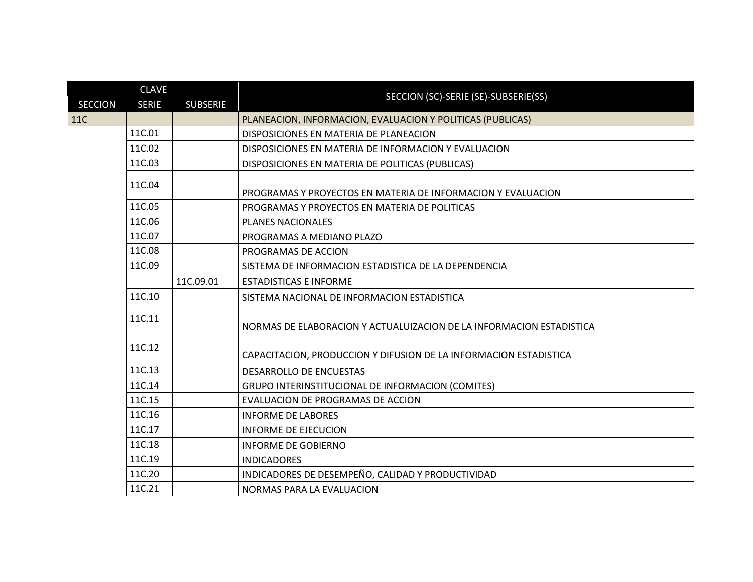| CLAVE | | | SECCION (SC)-SERIE (SE)-SUBSERIE(SS) |
|---|---|---|---|
| SECCION | SERIE | SUBSERIE | |
| 11C | | | PLANEACION, INFORMACION, EVALUACION Y POLITICAS (PUBLICAS) |
| | 11C.01 | | DISPOSICIONES EN MATERIA DE PLANEACION |
| | 11C.02 | | DISPOSICIONES EN MATERIA DE INFORMACION Y EVALUACION |
| | 11C.03 | | DISPOSICIONES EN MATERIA DE POLITICAS (PUBLICAS) |
| | 11C.04 | | PROGRAMAS Y PROYECTOS EN MATERIA DE INFORMACION Y EVALUACION |
| | 11C.05 | | PROGRAMAS Y PROYECTOS EN MATERIA DE POLITICAS |
| | 11C.06 | | PLANES NACIONALES |
| | 11C.07 | | PROGRAMAS A MEDIANO PLAZO |
| | 11C.08 | | PROGRAMAS DE ACCION |
| | 11C.09 | | SISTEMA DE INFORMACION ESTADISTICA DE LA DEPENDENCIA |
| | | 11C.09.01 | ESTADISTICAS E INFORME |
| | 11C.10 | | SISTEMA NACIONAL DE INFORMACION ESTADISTICA |
| | 11C.11 | | NORMAS DE ELABORACION Y ACTUALUIZACION DE LA INFORMACION ESTADISTICA |
| | 11C.12 | | CAPACITACION, PRODUCCION Y DIFUSION DE LA INFORMACION ESTADISTICA |
| | 11C.13 | | DESARROLLO DE ENCUESTAS |
| | 11C.14 | | GRUPO INTERINSTITUCIONAL DE INFORMACION (COMITES) |
| | 11C.15 | | EVALUACION DE PROGRAMAS DE ACCION |
| | 11C.16 | | INFORME DE LABORES |
| | 11C.17 | | INFORME DE EJECUCION |
| | 11C.18 | | INFORME DE GOBIERNO |
| | 11C.19 | | INDICADORES |
| | 11C.20 | | INDICADORES DE DESEMPEÑO, CALIDAD Y PRODUCTIVIDAD |
| | 11C.21 | | NORMAS PARA LA EVALUACION |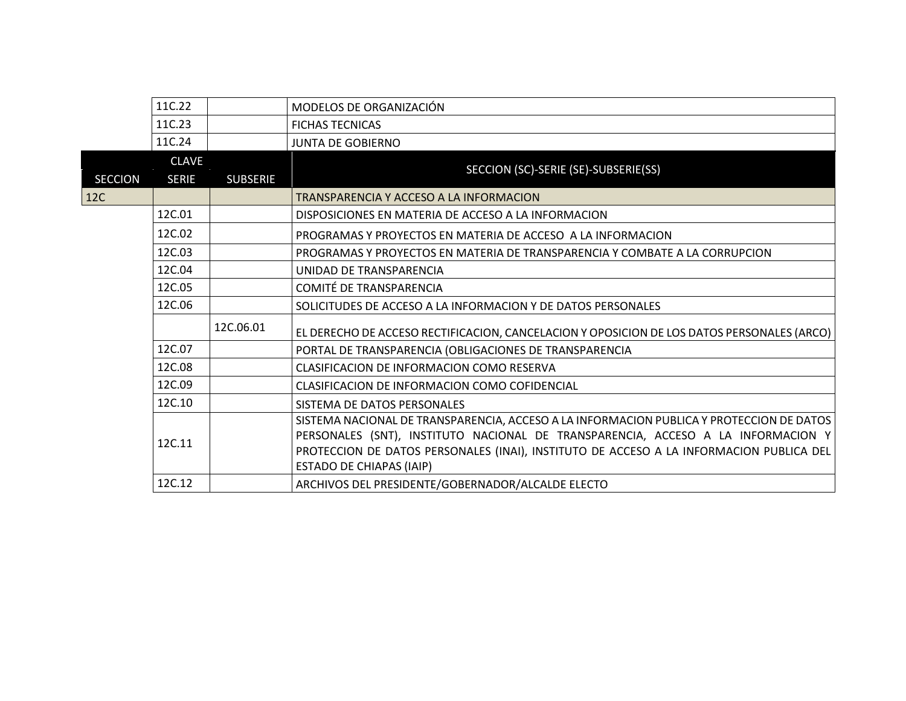| | 11C.22 | | MODELOS DE ORGANIZACIÓN |
|---|---|---|---|
| | 11C.23 | | FICHAS TECNICAS |
| | 11C.24 | | JUNTA DE GOBIERNO |

| SECCION | CLAVE SERIE | SUBSERIE | SECCION (SC)-SERIE (SE)-SUBSERIE(SS) |
|---|---|---|---|
| 12C | | | TRANSPARENCIA Y ACCESO A LA INFORMACION |
| | 12C.01 | | DISPOSICIONES EN MATERIA DE ACCESO A LA INFORMACION |
| | 12C.02 | | PROGRAMAS Y PROYECTOS EN MATERIA DE ACCESO A LA INFORMACION |
| | 12C.03 | | PROGRAMAS Y PROYECTOS EN MATERIA DE TRANSPARENCIA Y COMBATE A LA CORRUPCION |
| | 12C.04 | | UNIDAD DE TRANSPARENCIA |
| | 12C.05 | | COMITÉ DE TRANSPARENCIA |
| | 12C.06 | | SOLICITUDES DE ACCESO A LA INFORMACION Y DE DATOS PERSONALES |
| | | 12C.06.01 | EL DERECHO DE ACCESO RECTIFICACION, CANCELACION Y OPOSICION DE LOS DATOS PERSONALES (ARCO) |
| | 12C.07 | | PORTAL DE TRANSPARENCIA (OBLIGACIONES DE TRANSPARENCIA |
| | 12C.08 | | CLASIFICACION DE INFORMACION COMO RESERVA |
| | 12C.09 | | CLASIFICACION DE INFORMACION COMO COFIDENCIAL |
| | 12C.10 | | SISTEMA DE DATOS PERSONALES |
| | 12C.11 | | SISTEMA NACIONAL DE TRANSPARENCIA, ACCESO A LA INFORMACION PUBLICA Y PROTECCION DE DATOS PERSONALES (SNT), INSTITUTO NACIONAL DE TRANSPARENCIA, ACCESO A LA INFORMACION Y PROTECCION DE DATOS PERSONALES (INAI), INSTITUTO DE ACCESO A LA INFORMACION PUBLICA DEL ESTADO DE CHIAPAS (IAIP) |
| | 12C.12 | | ARCHIVOS DEL PRESIDENTE/GOBERNADOR/ALCALDE ELECTO |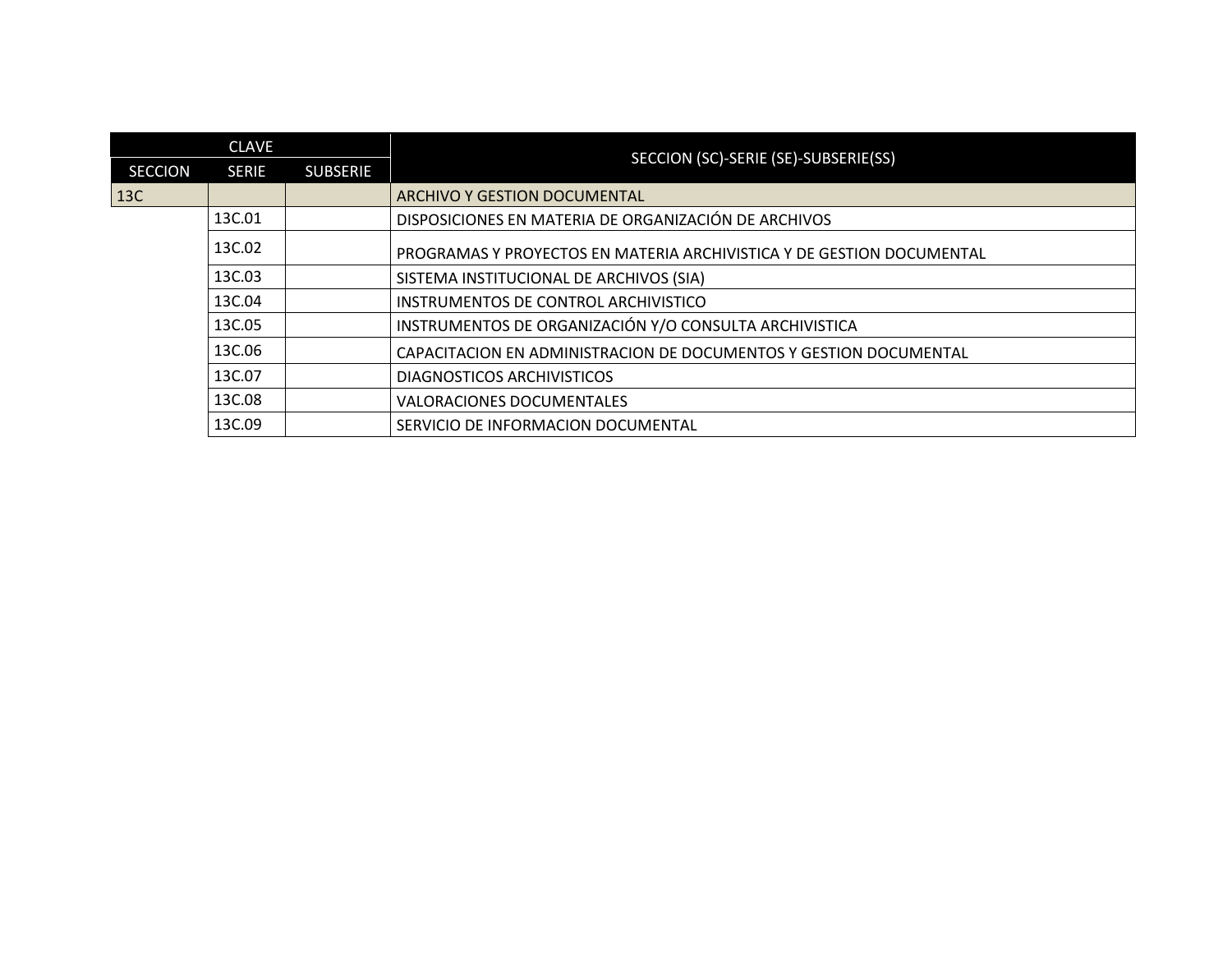| CLAVE | | | SECCION (SC)-SERIE (SE)-SUBSERIE(SS) |
|---|---|---|---|
| SECCION | SERIE | SUBSERIE | |
| 13C | | | ARCHIVO Y GESTION DOCUMENTAL |
| | 13C.01 | | DISPOSICIONES EN MATERIA DE ORGANIZACIÓN DE ARCHIVOS |
| | 13C.02 | | PROGRAMAS Y PROYECTOS EN MATERIA ARCHIVISTICA Y DE GESTION DOCUMENTAL |
| | 13C.03 | | SISTEMA INSTITUCIONAL DE ARCHIVOS (SIA) |
| | 13C.04 | | INSTRUMENTOS DE CONTROL ARCHIVISTICO |
| | 13C.05 | | INSTRUMENTOS DE ORGANIZACIÓN Y/O CONSULTA ARCHIVISTICA |
| | 13C.06 | | CAPACITACION EN ADMINISTRACION DE DOCUMENTOS Y GESTION DOCUMENTAL |
| | 13C.07 | | DIAGNOSTICOS ARCHIVISTICOS |
| | 13C.08 | | VALORACIONES DOCUMENTALES |
| | 13C.09 | | SERVICIO DE INFORMACION DOCUMENTAL |